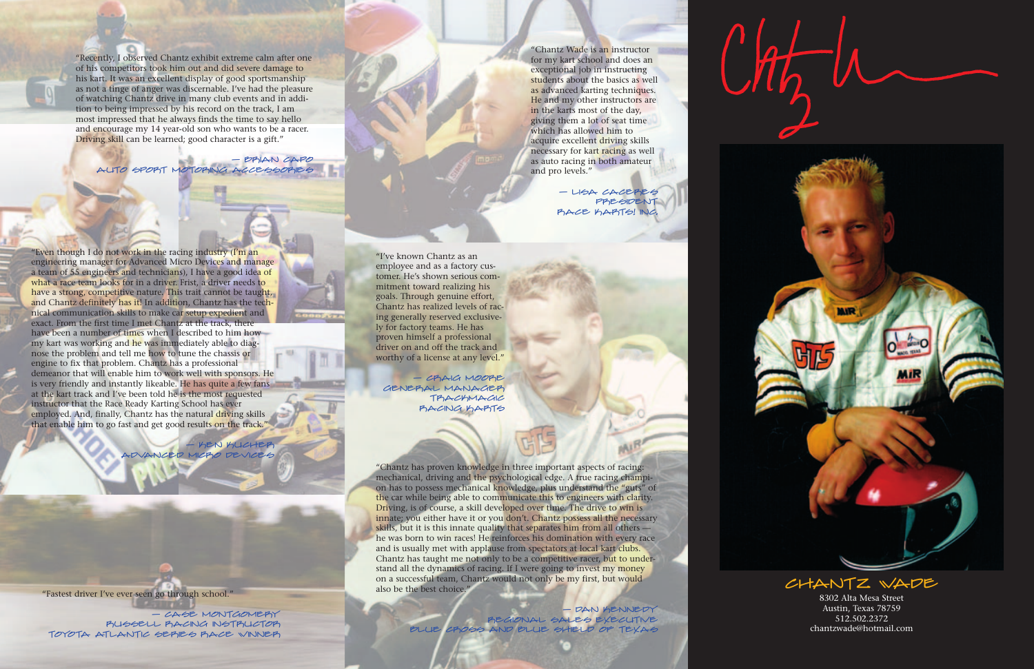"Recently, I observed Chantz exhibit extreme calm after one of his competitors took him out and did severe damage to his kart. It was an excellent display of good sportsmanship as not a tinge of anger was discernable. I've had the pleasure of watching Chantz drive in many club events and in addition to being impressed by his record on the track, I am most impressed that he always finds the time to say hello and encourage my 14 year-old son who wants to be a racer. Driving skill can be learned; good character is a gift."

— BRIAN CAPO
AUTO SPORT MOTORING ACCESSORIES

"Even though I do not work in the racing industry (I'm an engineering manager for Advanced Micro Devices and manage a team of 55 engineers and technicians), I have a good idea of what a race team looks for in a driver. Frist, a driver needs to have a strong, competitive nature. This trait cannot be taught, and Chantz definitely has it! In addition, Chantz has the technical communication skills to make car setup expedient and exact. From the first time I met Chantz at the track, there have been a number of times when I described to him how my kart was working and he was immediately able to diagnose the problem and tell me how to tune the chassis or engine to fix that problem. Chantz has a professional demeanor that will enable him to work well with sponsors. He is very friendly and instantly likeable. He has quite a few fans at the kart track and I've been told he is the most requested instructor that the Race Ready Karting School has ever employed. And, finally, Chantz has the natural driving skills that enable him to go fast and get good results on the track."

— KEN KUCHER
ADVANCED MICRO DEVICES

"Fastest driver I've ever seen go through school."

— CASE MONTGOMERY
RUSSELL RACING INSTRUCTOR
TOYOTA ATLANTIC SERIES RACE WINNER

"Chantz Wade is an instructor for my kart school and does an exceptional job in instructing students about the basics as well as advanced karting techniques. He and my other instructors are in the karts most of the day, giving them a lot of seat time which has allowed him to acquire excellent driving skills necessary for kart racing as well as auto racing in both amateur and pro levels."

— LISA CACERES
PRESIDENT
RACE KARTS! INC.

"I've known Chantz as an employee and as a factory customer. He's shown serious commitment toward realizing his goals. Through genuine effort, Chantz has realized levels of racing generally reserved exclusively for factory teams. He has proven himself a professional driver on and off the track and worthy of a license at any level."

— CRAIG MOORE
GENERAL MANAGER
TRACKMAGIC
RACING KARTS

"Chantz has proven knowledge in three important aspects of racing: mechanical, driving and the psychological edge. A true racing champion has to possess mechanical knowledge, plus understand the "guts" of the car while being able to communicate this to engineers with clarity. Driving, is of course, a skill developed over time. The drive to win is innate; you either have it or you don't. Chantz possess all the necessary skills, but it is this innate quality that separates him from all others — he was born to win races! He reinforces his domination with every race and is usually met with applause from spectators at local kart clubs. Chantz has taught me not only to be a competitive racer, but to understand all the dynamics of racing. If I were going to invest my money on a successful team, Chantz would not only be my first, but would also be the best choice."

— DAN KENNEDY
REGIONAL SALES EXECUTIVE
BLUE CROSS AND BLUE SHIELD OF TEXAS

## CHANTZ WADE

8302 Alta Mesa Street
Austin, Texas 78759
512.502.2372
chantzwade@hotmail.com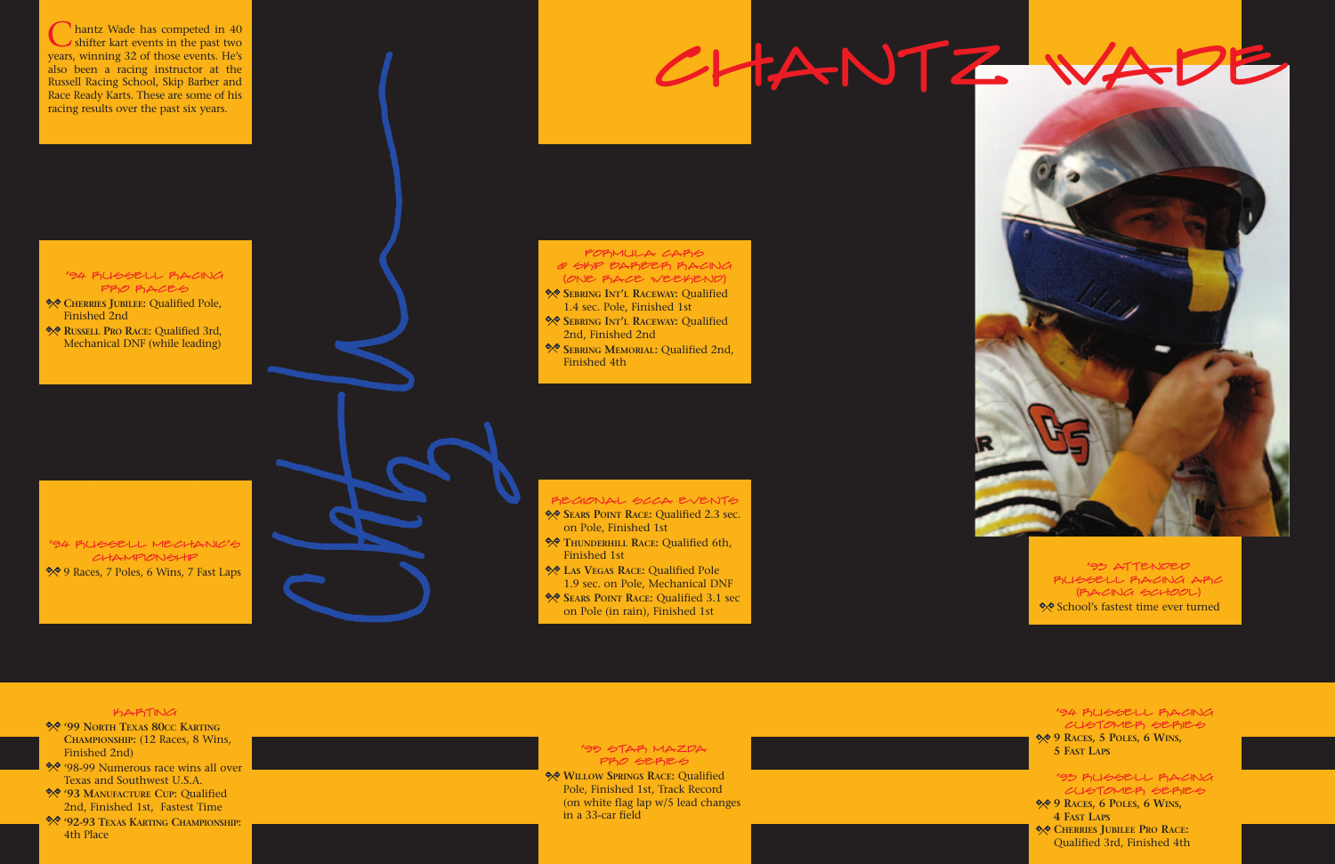# CHANTZ WADE

Chantz Wade has competed in 40 shifter kart events in the past two years, winning 32 of those events. He's also been a racing instructor at the Russell Racing School, Skip Barber and Race Ready Karts. These are some of his racing results over the past six years.

### '94 Russell Racing Pro Races

- **Cherries Jubilee:** Qualified Pole, Finished 2nd
- **Russell Pro Race:** Qualified 3rd, Mechanical DNF (while leading)

### '94 Russell Mechanic's Championship

- 9 Races, 7 Poles, 6 Wins, 7 Fast Laps

### Formula Cars @ Skip Barber Racing (One Race Weekend)

- **Sebring Int'l Raceway:** Qualified 1.4 sec. Pole, Finished 1st
- **Sebring Int'l Raceway:** Qualified 2nd, Finished 2nd
- **Sebring Memorial:** Qualified 2nd, Finished 4th

### Regional SCCA Events

- **Sears Point Race:** Qualified 2.3 sec. on Pole, Finished 1st
- **Thunderhill Race:** Qualified 6th, Finished 1st
- **Las Vegas Race:** Qualified Pole 1.9 sec. on Pole, Mechanical DNF
- **Sears Point Race:** Qualified 3.1 sec on Pole (in rain), Finished 1st

### '93 Attended Russell Racing ARC (Racing School)

- School's fastest time ever turned

### Karting

- **'99 North Texas 80cc Karting Championship:** (12 Races, 8 Wins, Finished 2nd)
- '98-99 Numerous race wins all over Texas and Southwest U.S.A.
- **'93 Manufacture Cup:** Qualified 2nd, Finished 1st, Fastest Time
- **'92-93 Texas Karting Championship:** 4th Place

### '95 Star Mazda Pro Series

- **Willow Springs Race:** Qualified Pole, Finished 1st, Track Record (on white flag lap w/5 lead changes in a 33-car field

### '94 Russell Racing Customer Series

- 9 Races, 5 Poles, 6 Wins, 5 Fast Laps

### '93 Russell Racing Customer Series

- 9 Races, 6 Poles, 6 Wins, 4 Fast Laps
- **Cherries Jubilee Pro Race:** Qualified 3rd, Finished 4th